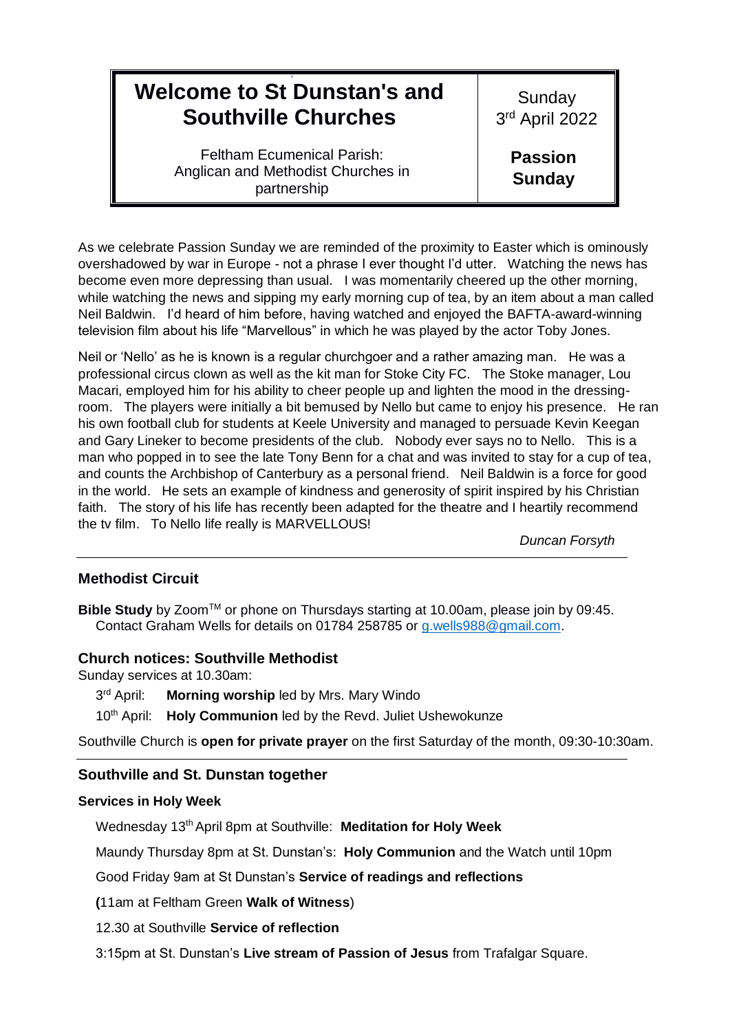| **Welcome to St Dunstan's and Southville Churches** | Sunday 3rd April 2022 |
|---|---|
| Feltham Ecumenical Parish: Anglican and Methodist Churches in partnership | **Passion Sunday** |

As we celebrate Passion Sunday we are reminded of the proximity to Easter which is ominously overshadowed by war in Europe - not a phrase I ever thought I'd utter. Watching the news has become even more depressing than usual. I was momentarily cheered up the other morning, while watching the news and sipping my early morning cup of tea, by an item about a man called Neil Baldwin. I'd heard of him before, having watched and enjoyed the BAFTA-award-winning television film about his life "Marvellous" in which he was played by the actor Toby Jones.

Neil or 'Nello' as he is known is a regular churchgoer and a rather amazing man. He was a professional circus clown as well as the kit man for Stoke City FC. The Stoke manager, Lou Macari, employed him for his ability to cheer people up and lighten the mood in the dressing-room. The players were initially a bit bemused by Nello but came to enjoy his presence. He ran his own football club for students at Keele University and managed to persuade Kevin Keegan and Gary Lineker to become presidents of the club. Nobody ever says no to Nello. This is a man who popped in to see the late Tony Benn for a chat and was invited to stay for a cup of tea, and counts the Archbishop of Canterbury as a personal friend. Neil Baldwin is a force for good in the world. He sets an example of kindness and generosity of spirit inspired by his Christian faith. The story of his life has recently been adapted for the theatre and I heartily recommend the tv film. To Nello life really is MARVELLOUS!

*Duncan Forsyth*

---

## Methodist Circuit

**Bible Study** by Zoom™ or phone on Thursdays starting at 10.00am, please join by 09:45. Contact Graham Wells for details on 01784 258785 or g.wells988@gmail.com.

## Church notices: Southville Methodist

Sunday services at 10.30am:

- 3rd April: **Morning worship** led by Mrs. Mary Windo
- 10th April: **Holy Communion** led by the Revd. Juliet Ushewokunze

Southville Church is **open for private prayer** on the first Saturday of the month, 09:30-10:30am.

---

## Southville and St. Dunstan together

### Services in Holy Week

Wednesday 13th April 8pm at Southville: **Meditation for Holy Week**

Maundy Thursday 8pm at St. Dunstan's: **Holy Communion** and the Watch until 10pm

Good Friday 9am at St Dunstan's **Service of readings and reflections**

(11am at Feltham Green **Walk of Witness**)

12.30 at Southville **Service of reflection**

3:15pm at St. Dunstan's **Live stream of Passion of Jesus** from Trafalgar Square.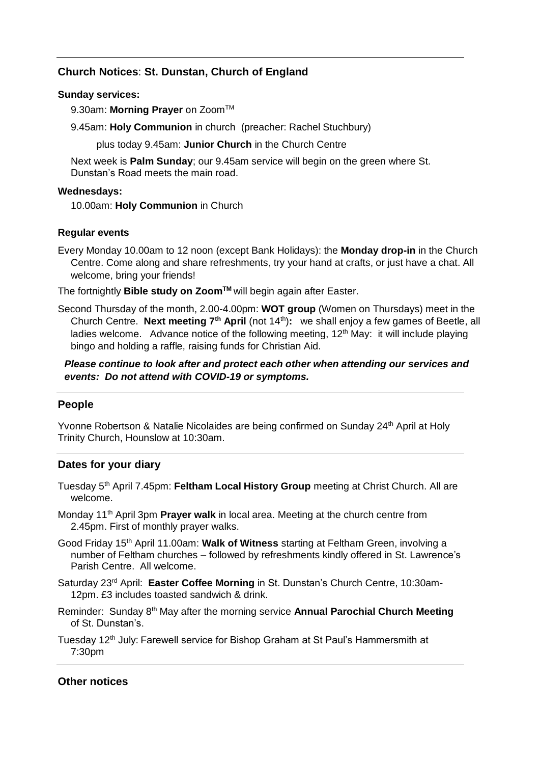## **Church Notices**: **St. Dunstan, Church of England**

**Sunday services:**

9.30am: **Morning Prayer** on Zoom™

9.45am: **Holy Communion** in church (preacher: Rachel Stuchbury)

plus today 9.45am: **Junior Church** in the Church Centre

Next week is **Palm Sunday**; our 9.45am service will begin on the green where St. Dunstan's Road meets the main road.

**Wednesdays:**

10.00am: **Holy Communion** in Church

**Regular events**

Every Monday 10.00am to 12 noon (except Bank Holidays): the **Monday drop-in** in the Church Centre. Come along and share refreshments, try your hand at crafts, or just have a chat. All welcome, bring your friends!

The fortnightly **Bible study on Zoom™** will begin again after Easter.

Second Thursday of the month, 2.00-4.00pm: **WOT group** (Women on Thursdays) meet in the Church Centre. **Next meeting 7th April** (not 14th)**:** we shall enjoy a few games of Beetle, all ladies welcome. Advance notice of the following meeting, 12th May: it will include playing bingo and holding a raffle, raising funds for Christian Aid.

***Please continue to look after and protect each other when attending our services and events: Do not attend with COVID-19 or symptoms.***

## **People**

Yvonne Robertson & Natalie Nicolaides are being confirmed on Sunday 24th April at Holy Trinity Church, Hounslow at 10:30am.

## **Dates for your diary**

Tuesday 5th April 7.45pm: **Feltham Local History Group** meeting at Christ Church. All are welcome.

Monday 11th April 3pm **Prayer walk** in local area. Meeting at the church centre from 2.45pm. First of monthly prayer walks.

Good Friday 15th April 11.00am: **Walk of Witness** starting at Feltham Green, involving a number of Feltham churches – followed by refreshments kindly offered in St. Lawrence's Parish Centre. All welcome.

Saturday 23rd April: **Easter Coffee Morning** in St. Dunstan's Church Centre, 10:30am-12pm. £3 includes toasted sandwich & drink.

Reminder: Sunday 8th May after the morning service **Annual Parochial Church Meeting** of St. Dunstan's.

Tuesday 12th July: Farewell service for Bishop Graham at St Paul's Hammersmith at 7:30pm

## **Other notices**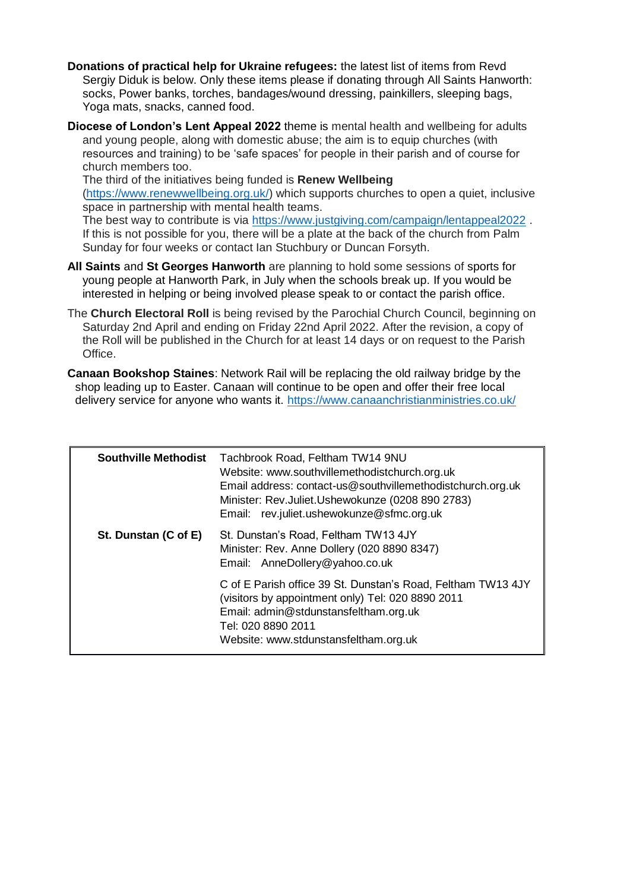**Donations of practical help for Ukraine refugees:** the latest list of items from Revd Sergiy Diduk is below. Only these items please if donating through All Saints Hanworth: socks, Power banks, torches, bandages/wound dressing, painkillers, sleeping bags, Yoga mats, snacks, canned food.

**Diocese of London's Lent Appeal 2022** theme is mental health and wellbeing for adults and young people, along with domestic abuse; the aim is to equip churches (with resources and training) to be 'safe spaces' for people in their parish and of course for church members too.
The third of the initiatives being funded is **Renew Wellbeing** (https://www.renewwellbeing.org.uk/) which supports churches to open a quiet, inclusive space in partnership with mental health teams.
The best way to contribute is via https://www.justgiving.com/campaign/lentappeal2022 .
If this is not possible for you, there will be a plate at the back of the church from Palm Sunday for four weeks or contact Ian Stuchbury or Duncan Forsyth.

**All Saints** and **St Georges Hanworth** are planning to hold some sessions of sports for young people at Hanworth Park, in July when the schools break up. If you would be interested in helping or being involved please speak to or contact the parish office.

The **Church Electoral Roll** is being revised by the Parochial Church Council, beginning on Saturday 2nd April and ending on Friday 22nd April 2022. After the revision, a copy of the Roll will be published in the Church for at least 14 days or on request to the Parish Office.

**Canaan Bookshop Staines**: Network Rail will be replacing the old railway bridge by the shop leading up to Easter. Canaan will continue to be open and offer their free local delivery service for anyone who wants it. https://www.canaanchristianministries.co.uk/

| | |
|---|---|
| **Southville Methodist** | Tachbrook Road, Feltham TW14 9NU<br>Website: www.southvillemethodistchurch.org.uk<br>Email address: contact-us@southvillemethodistchurch.org.uk<br>Minister: Rev.Juliet.Ushewokunze (0208 890 2783)<br>Email: rev.juliet.ushewokunze@sfmc.org.uk |
| **St. Dunstan (C of E)** | St. Dunstan's Road, Feltham TW13 4JY<br>Minister: Rev. Anne Dollery (020 8890 8347)<br>Email: AnneDollery@yahoo.co.uk |
| | C of E Parish office 39 St. Dunstan's Road, Feltham TW13 4JY (visitors by appointment only) Tel: 020 8890 2011<br>Email: admin@stdunstansfeltham.org.uk<br>Tel: 020 8890 2011<br>Website: www.stdunstansfeltham.org.uk |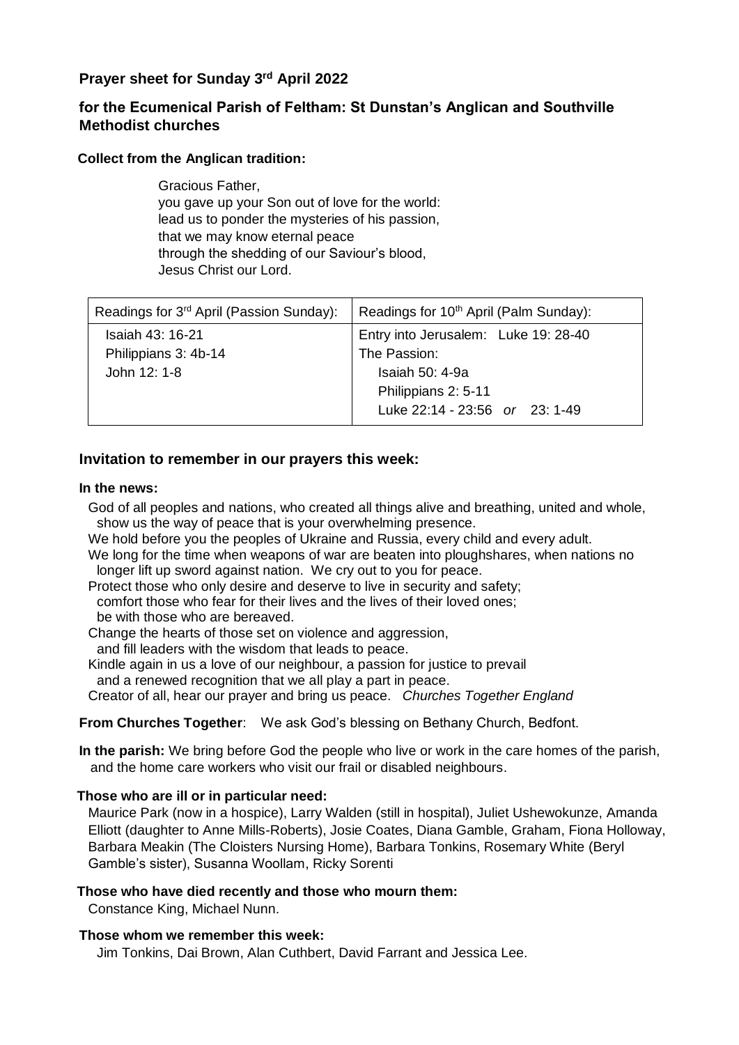**Prayer sheet for Sunday 3rd April 2022**

**for the Ecumenical Parish of Feltham: St Dunstan's Anglican and Southville Methodist churches**

**Collect from the Anglican tradition:**

Gracious Father,
you gave up your Son out of love for the world:
lead us to ponder the mysteries of his passion,
that we may know eternal peace
through the shedding of our Saviour's blood,
Jesus Christ our Lord.

| Readings for 3rd April (Passion Sunday): | Readings for 10th April (Palm Sunday): |
|---|---|
| Isaiah 43: 16-21<br>Philippians 3: 4b-14<br>John 12: 1-8 | Entry into Jerusalem: Luke 19: 28-40<br>The Passion:<br>Isaiah 50: 4-9a<br>Philippians 2: 5-11<br>Luke 22:14 - 23:56 *or* 23: 1-49 |

**Invitation to remember in our prayers this week:**

**In the news:**

God of all peoples and nations, who created all things alive and breathing, united and whole, show us the way of peace that is your overwhelming presence.
We hold before you the peoples of Ukraine and Russia, every child and every adult.
We long for the time when weapons of war are beaten into ploughshares, when nations no longer lift up sword against nation. We cry out to you for peace.
Protect those who only desire and deserve to live in security and safety;
comfort those who fear for their lives and the lives of their loved ones;
be with those who are bereaved.
Change the hearts of those set on violence and aggression,
and fill leaders with the wisdom that leads to peace.
Kindle again in us a love of our neighbour, a passion for justice to prevail
and a renewed recognition that we all play a part in peace.
Creator of all, hear our prayer and bring us peace. *Churches Together England*

**From Churches Together**: We ask God's blessing on Bethany Church, Bedfont.

**In the parish:** We bring before God the people who live or work in the care homes of the parish, and the home care workers who visit our frail or disabled neighbours.

**Those who are ill or in particular need:**

Maurice Park (now in a hospice), Larry Walden (still in hospital), Juliet Ushewokunze, Amanda Elliott (daughter to Anne Mills-Roberts), Josie Coates, Diana Gamble, Graham, Fiona Holloway, Barbara Meakin (The Cloisters Nursing Home), Barbara Tonkins, Rosemary White (Beryl Gamble's sister), Susanna Woollam, Ricky Sorenti

**Those who have died recently and those who mourn them:**

Constance King, Michael Nunn.

**Those whom we remember this week:**

Jim Tonkins, Dai Brown, Alan Cuthbert, David Farrant and Jessica Lee.